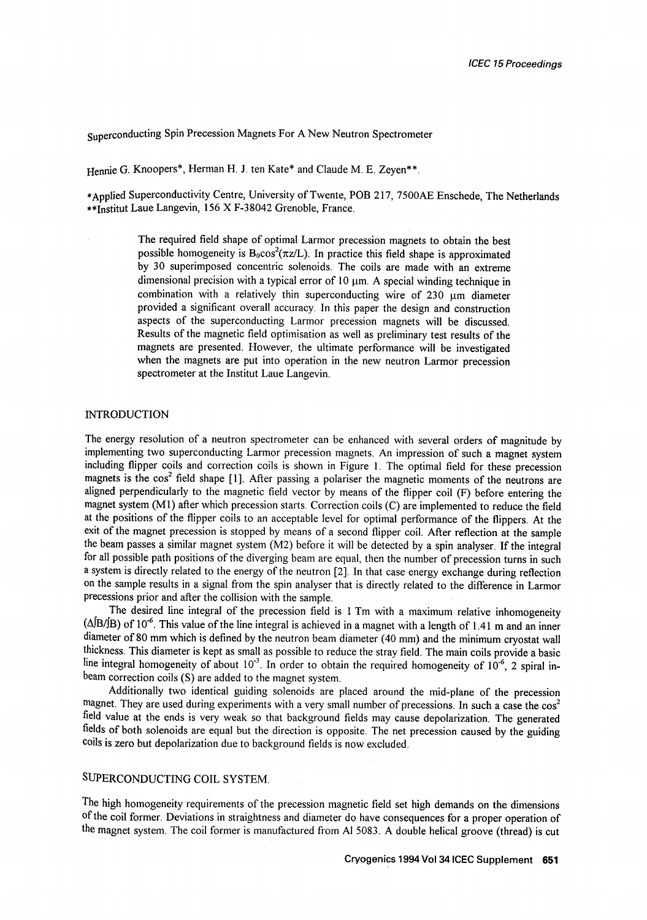# Superconducting Spin Precession Magnets For A New Neutron Spectrometer

Hennie G. Knoopers*, Herman H. J. ten Kate* and Claude M. E. Zeyen**.

*Applied Superconductivity Centre, University of Twente, POB 217, 7500AE Enschede, The Netherlands
**Institut Laue Langevin, 156 X F-38042 Grenoble, France.

> The required field shape of optimal Larmor precession magnets to obtain the best possible homogeneity is $B_0\cos^2(\pi z/L)$. In practice this field shape is approximated by 30 superimposed concentric solenoids. The coils are made with an extreme dimensional precision with a typical error of 10 μm. A special winding technique in combination with a relatively thin superconducting wire of 230 μm diameter provided a significant overall accuracy. In this paper the design and construction aspects of the superconducting Larmor precession magnets will be discussed. Results of the magnetic field optimisation as well as preliminary test results of the magnets are presented. However, the ultimate performance will be investigated when the magnets are put into operation in the new neutron Larmor precession spectrometer at the Institut Laue Langevin.

## INTRODUCTION

The energy resolution of a neutron spectrometer can be enhanced with several orders of magnitude by implementing two superconducting Larmor precession magnets. An impression of such a magnet system including flipper coils and correction coils is shown in Figure 1. The optimal field for these precession magnets is the $\cos^2$ field shape [1]. After passing a polariser the magnetic moments of the neutrons are aligned perpendicularly to the magnetic field vector by means of the flipper coil (F) before entering the magnet system (M1) after which precession starts. Correction coils (C) are implemented to reduce the field at the positions of the flipper coils to an acceptable level for optimal performance of the flippers. At the exit of the magnet precession is stopped by means of a second flipper coil. After reflection at the sample the beam passes a similar magnet system (M2) before it will be detected by a spin analyser. If the integral for all possible path positions of the diverging beam are equal, then the number of precession turns in such a system is directly related to the energy of the neutron [2]. In that case energy exchange during reflection on the sample results in a signal from the spin analyser that is directly related to the difference in Larmor precessions prior and after the collision with the sample.

The desired line integral of the precession field is 1 Tm with a maximum relative inhomogeneity ($\Delta\int B/\int B$) of $10^{-6}$. This value of the line integral is achieved in a magnet with a length of 1.41 m and an inner diameter of 80 mm which is defined by the neutron beam diameter (40 mm) and the minimum cryostat wall thickness. This diameter is kept as small as possible to reduce the stray field. The main coils provide a basic line integral homogeneity of about $10^{-3}$. In order to obtain the required homogeneity of $10^{-6}$, 2 spiral in-beam correction coils (S) are added to the magnet system.

Additionally two identical guiding solenoids are placed around the mid-plane of the precession magnet. They are used during experiments with a very small number of precessions. In such a case the $\cos^2$ field value at the ends is very weak so that background fields may cause depolarization. The generated fields of both solenoids are equal but the direction is opposite. The net precession caused by the guiding coils is zero but depolarization due to background fields is now excluded.

## SUPERCONDUCTING COIL SYSTEM.

The high homogeneity requirements of the precession magnetic field set high demands on the dimensions of the coil former. Deviations in straightness and diameter do have consequences for a proper operation of the magnet system. The coil former is manufactured from Al 5083. A double helical groove (thread) is cut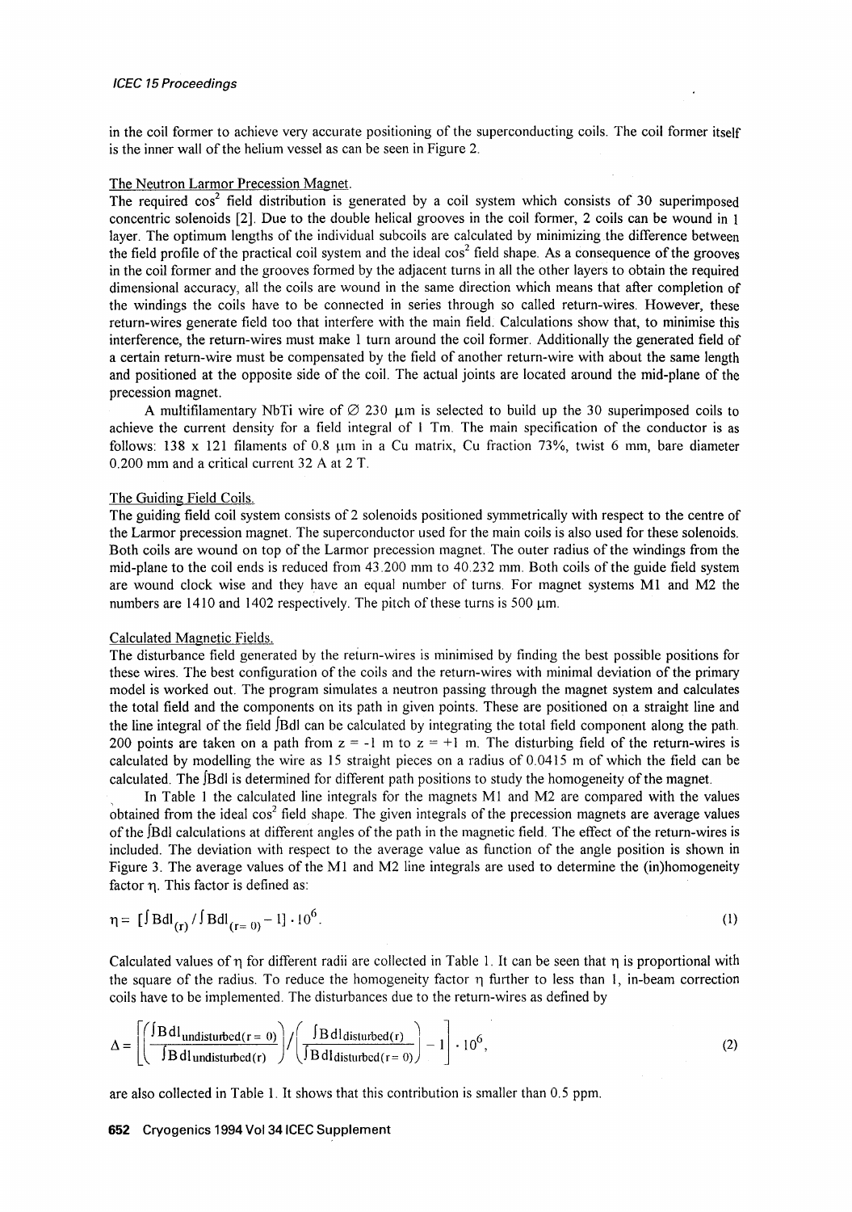in the coil former to achieve very accurate positioning of the superconducting coils. The coil former itself is the inner wall of the helium vessel as can be seen in Figure 2.

## The Neutron Larmor Precession Magnet.

The required $\cos^2$ field distribution is generated by a coil system which consists of 30 superimposed concentric solenoids [2]. Due to the double helical grooves in the coil former, 2 coils can be wound in 1 layer. The optimum lengths of the individual subcoils are calculated by minimizing the difference between the field profile of the practical coil system and the ideal $\cos^2$ field shape. As a consequence of the grooves in the coil former and the grooves formed by the adjacent turns in all the other layers to obtain the required dimensional accuracy, all the coils are wound in the same direction which means that after completion of the windings the coils have to be connected in series through so called return-wires. However, these return-wires generate field too that interfere with the main field. Calculations show that, to minimise this interference, the return-wires must make 1 turn around the coil former. Additionally the generated field of a certain return-wire must be compensated by the field of another return-wire with about the same length and positioned at the opposite side of the coil. The actual joints are located around the mid-plane of the precession magnet.

A multifilamentary NbTi wire of ∅ 230 μm is selected to build up the 30 superimposed coils to achieve the current density for a field integral of 1 Tm. The main specification of the conductor is as follows: 138 x 121 filaments of 0.8 μm in a Cu matrix, Cu fraction 73%, twist 6 mm, bare diameter 0.200 mm and a critical current 32 A at 2 T.

## The Guiding Field Coils.

The guiding field coil system consists of 2 solenoids positioned symmetrically with respect to the centre of the Larmor precession magnet. The superconductor used for the main coils is also used for these solenoids. Both coils are wound on top of the Larmor precession magnet. The outer radius of the windings from the mid-plane to the coil ends is reduced from 43.200 mm to 40.232 mm. Both coils of the guide field system are wound clock wise and they have an equal number of turns. For magnet systems M1 and M2 the numbers are 1410 and 1402 respectively. The pitch of these turns is 500 μm.

## Calculated Magnetic Fields.

The disturbance field generated by the return-wires is minimised by finding the best possible positions for these wires. The best configuration of the coils and the return-wires with minimal deviation of the primary model is worked out. The program simulates a neutron passing through the magnet system and calculates the total field and the components on its path in given points. These are positioned on a straight line and the line integral of the field $\int Bdl$ can be calculated by integrating the total field component along the path. 200 points are taken on a path from $z = -1$ m to $z = +1$ m. The disturbing field of the return-wires is calculated by modelling the wire as 15 straight pieces on a radius of 0.0415 m of which the field can be calculated. The $\int Bdl$ is determined for different path positions to study the homogeneity of the magnet.

In Table 1 the calculated line integrals for the magnets M1 and M2 are compared with the values obtained from the ideal $\cos^2$ field shape. The given integrals of the precession magnets are average values of the $\int Bdl$ calculations at different angles of the path in the magnetic field. The effect of the return-wires is included. The deviation with respect to the average value as function of the angle position is shown in Figure 3. The average values of the M1 and M2 line integrals are used to determine the (in)homogeneity factor $\eta$. This factor is defined as:

$$\eta = [\int Bdl_{(r)} / \int Bdl_{(r=0)} - 1] \cdot 10^6. \tag{1}$$

Calculated values of $\eta$ for different radii are collected in Table 1. It can be seen that $\eta$ is proportional with the square of the radius. To reduce the homogeneity factor $\eta$ further to less than 1, in-beam correction coils have to be implemented. The disturbances due to the return-wires as defined by

$$\Delta = \left[\left(\frac{\int Bdl_{\text{undisturbed}(r=0)}}{\int Bdl_{\text{undisturbed}(r)}}\right) \Big/ \left(\frac{\int Bdl_{\text{disturbed}(r)}}{\int Bdl_{\text{disturbed}(r=0)}}\right) - 1\right] \cdot 10^6, \tag{2}$$

are also collected in Table 1. It shows that this contribution is smaller than 0.5 ppm.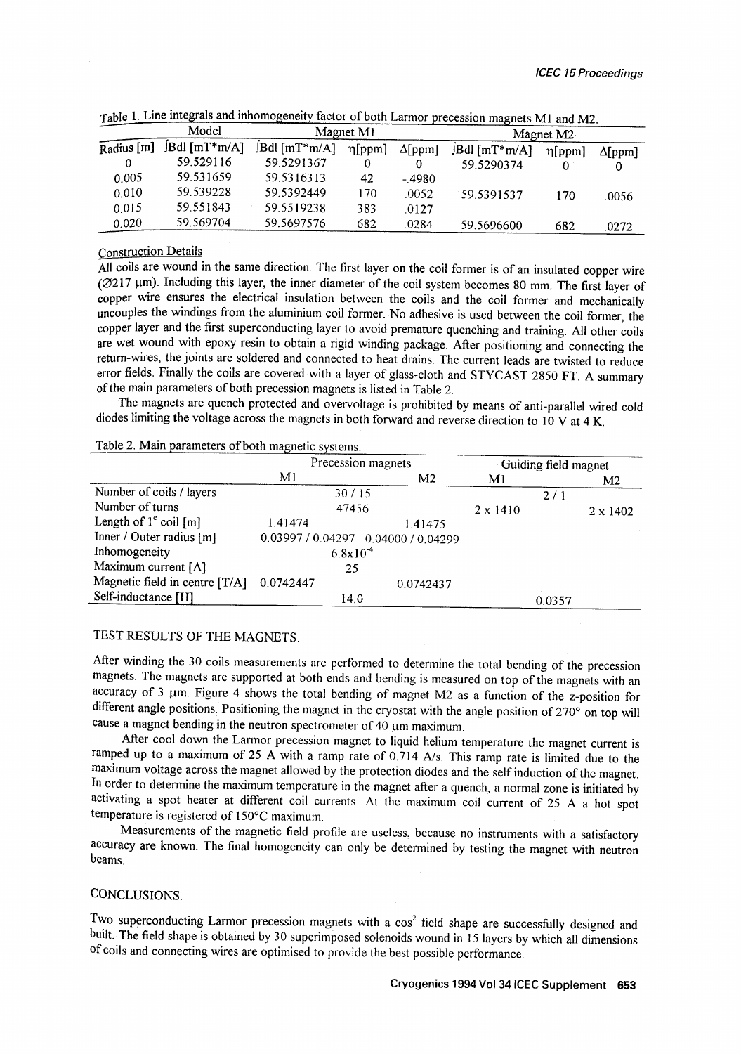Table 1. Line integrals and inhomogeneity factor of both Larmor precession magnets M1 and M2.

| | Model | Magnet M1 | | | Magnet M2 | | |
|---|---|---|---|---|---|---|---|
| Radius [m] | ∫Bdl [mT*m/A] | ∫Bdl [mT*m/A] | η[ppm] | Δ[ppm] | ∫Bdl [mT*m/A] | η[ppm] | Δ[ppm] |
| 0 | 59.529116 | 59.5291367 | 0 | 0 | 59.5290374 | 0 | 0 |
| 0.005 | 59.531659 | 59.5316313 | 42 | -.4980 | | | |
| 0.010 | 59.539228 | 59.5392449 | 170 | .0052 | 59.5391537 | 170 | .0056 |
| 0.015 | 59.551843 | 59.5519238 | 383 | .0127 | | | |
| 0.020 | 59.569704 | 59.5697576 | 682 | .0284 | 59.5696600 | 682 | .0272 |

## Construction Details

All coils are wound in the same direction. The first layer on the coil former is of an insulated copper wire (Ø217 μm). Including this layer, the inner diameter of the coil system becomes 80 mm. The first layer of copper wire ensures the electrical insulation between the coils and the coil former and mechanically uncouples the windings from the aluminium coil former. No adhesive is used between the coil former, the copper layer and the first superconducting layer to avoid premature quenching and training. All other coils are wet wound with epoxy resin to obtain a rigid winding package. After positioning and connecting the return-wires, the joints are soldered and connected to heat drains. The current leads are twisted to reduce error fields. Finally the coils are covered with a layer of glass-cloth and STYCAST 2850 FT. A summary of the main parameters of both precession magnets is listed in Table 2.

The magnets are quench protected and overvoltage is prohibited by means of anti-parallel wired cold diodes limiting the voltage across the magnets in both forward and reverse direction to 10 V at 4 K.

Table 2. Main parameters of both magnetic systems.

| | Precession magnets | | Guiding field magnet | |
|---|---|---|---|---|
| | M1 | M2 | M1 | M2 |
| Number of coils / layers | 30 / 15 | | 2 / 1 | |
| Number of turns | 47456 | | 2 x 1410 | 2 x 1402 |
| Length of 1<sup>e</sup> coil [m] | 1.41474 | 1.41475 | | |
| Inner / Outer radius [m] | 0.03997 / 0.04297 | 0.04000 / 0.04299 | | |
| Inhomogeneity | $6.8 \times 10^{-4}$ | | | |
| Maximum current [A] | 25 | | | |
| Magnetic field in centre [T/A] | 0.0742447 | 0.0742437 | | |
| Self-inductance [H] | 14.0 | | 0.0357 | |

## TEST RESULTS OF THE MAGNETS.

After winding the 30 coils measurements are performed to determine the total bending of the precession magnets. The magnets are supported at both ends and bending is measured on top of the magnets with an accuracy of 3 μm. Figure 4 shows the total bending of magnet M2 as a function of the z-position for different angle positions. Positioning the magnet in the cryostat with the angle position of 270° on top will cause a magnet bending in the neutron spectrometer of 40 μm maximum.

After cool down the Larmor precession magnet to liquid helium temperature the magnet current is ramped up to a maximum of 25 A with a ramp rate of 0.714 A/s. This ramp rate is limited due to the maximum voltage across the magnet allowed by the protection diodes and the self induction of the magnet. In order to determine the maximum temperature in the magnet after a quench, a normal zone is initiated by activating a spot heater at different coil currents. At the maximum coil current of 25 A a hot spot temperature is registered of 150°C maximum.

Measurements of the magnetic field profile are useless, because no instruments with a satisfactory accuracy are known. The final homogeneity can only be determined by testing the magnet with neutron beams.

## CONCLUSIONS.

Two superconducting Larmor precession magnets with a $\cos^2$ field shape are successfully designed and built. The field shape is obtained by 30 superimposed solenoids wound in 15 layers by which all dimensions of coils and connecting wires are optimised to provide the best possible performance.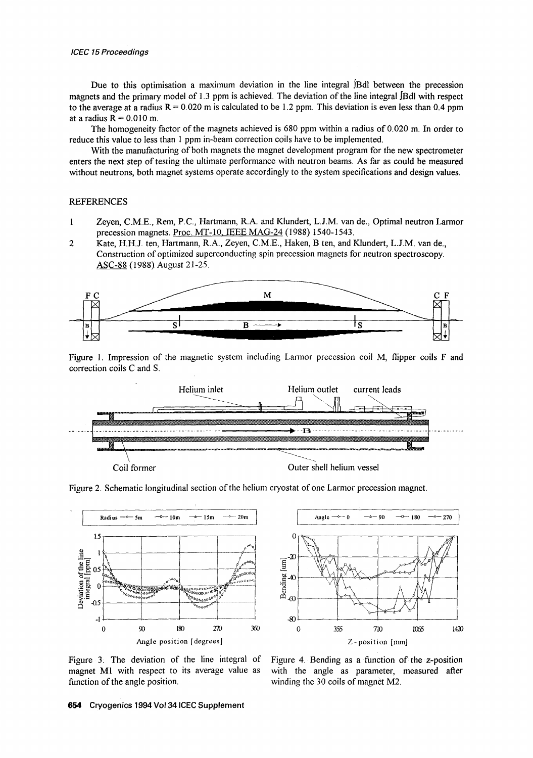Due to this optimisation a maximum deviation in the line integral ∫Bdl between the precession magnets and the primary model of 1.3 ppm is achieved. The deviation of the line integral ∫Bdl with respect to the average at a radius R = 0.020 m is calculated to be 1.2 ppm. This deviation is even less than 0.4 ppm at a radius R = 0.010 m.

The homogeneity factor of the magnets achieved is 680 ppm within a radius of 0.020 m. In order to reduce this value to less than 1 ppm in-beam correction coils have to be implemented.

With the manufacturing of both magnets the magnet development program for the new spectrometer enters the next step of testing the ultimate performance with neutron beams. As far as could be measured without neutrons, both magnet systems operate accordingly to the system specifications and design values.

## REFERENCES

1. Zeyen, C.M.E., Rem, P.C., Hartmann, R.A. and Klundert, L.J.M. van de., Optimal neutron Larmor precession magnets. Proc. MT-10, IEEE MAG-24 (1988) 1540-1543.
2. Kate, H.H.J. ten, Hartmann, R.A., Zeyen, C.M.E., Haken, B ten, and Klundert, L.J.M. van de., Construction of optimized superconducting spin precession magnets for neutron spectroscopy. ASC-88 (1988) August 21-25.

F C
M
C F
B
S
B
S
B

Figure 1. Impression of the magnetic system including Larmor precession coil M, flipper coils F and correction coils C and S.

Helium inlet
Helium outlet
current leads
B
Coil former
Outer shell helium vessel

Figure 2. Schematic longitudinal section of the helium cryostat of one Larmor precession magnet.

Radius 5m 10m 15m 20m

Deviation of the line integral [ppm]

1.5
1
0.5
0
-0.5
-1

0 90 180 270 360

Angle position [degrees]

Figure 3. The deviation of the line integral of magnet M1 with respect to its average value as function of the angle position.

Angle 0 90 180 270

Bending [um]

0
-20
-40
-60
-80

0 355 710 1065 1420

Z-position [mm]

Figure 4. Bending as a function of the z-position with the angle as parameter, measured after winding the 30 coils of magnet M2.